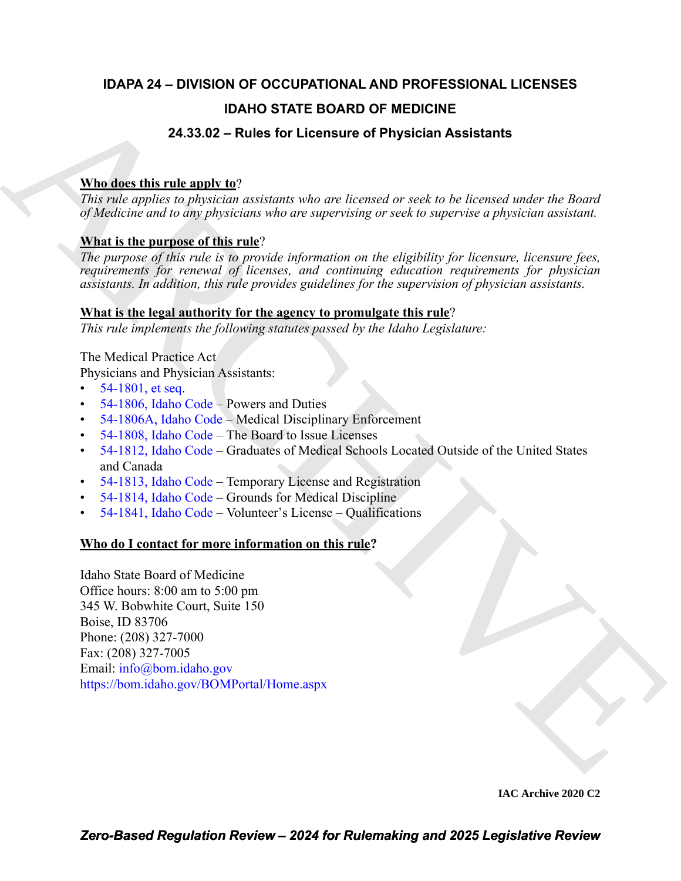# IDAPA 24 – DIVISION OF OCCUPATIONAL AND PROFESSIONAL LICENSES

## IDAHO STATE BOARD OF MEDICINE

## 24.33.02 – Rules for Licensure of Physician Assistants

**Who does this rule apply to?**

*This rule applies to physician assistants who are licensed or seek to be licensed under the Board of Medicine and to any physicians who are supervising or seek to supervise a physician assistant.*

**What is the purpose of this rule?**

*The purpose of this rule is to provide information on the eligibility for licensure, licensure fees, requirements for renewal of licenses, and continuing education requirements for physician assistants. In addition, this rule provides guidelines for the supervision of physician assistants.*

**What is the legal authority for the agency to promulgate this rule?**

*This rule implements the following statutes passed by the Idaho Legislature:*

The Medical Practice Act

Physicians and Physician Assistants:

- 54-1801, et seq.
- 54-1806, Idaho Code – Powers and Duties
- 54-1806A, Idaho Code – Medical Disciplinary Enforcement
- 54-1808, Idaho Code – The Board to Issue Licenses
- 54-1812, Idaho Code – Graduates of Medical Schools Located Outside of the United States and Canada
- 54-1813, Idaho Code – Temporary License and Registration
- 54-1814, Idaho Code – Grounds for Medical Discipline
- 54-1841, Idaho Code – Volunteer's License – Qualifications

**Who do I contact for more information on this rule?**

Idaho State Board of Medicine
Office hours: 8:00 am to 5:00 pm
345 W. Bobwhite Court, Suite 150
Boise, ID 83706
Phone: (208) 327-7000
Fax: (208) 327-7005
Email: info@bom.idaho.gov
https://bom.idaho.gov/BOMPortal/Home.aspx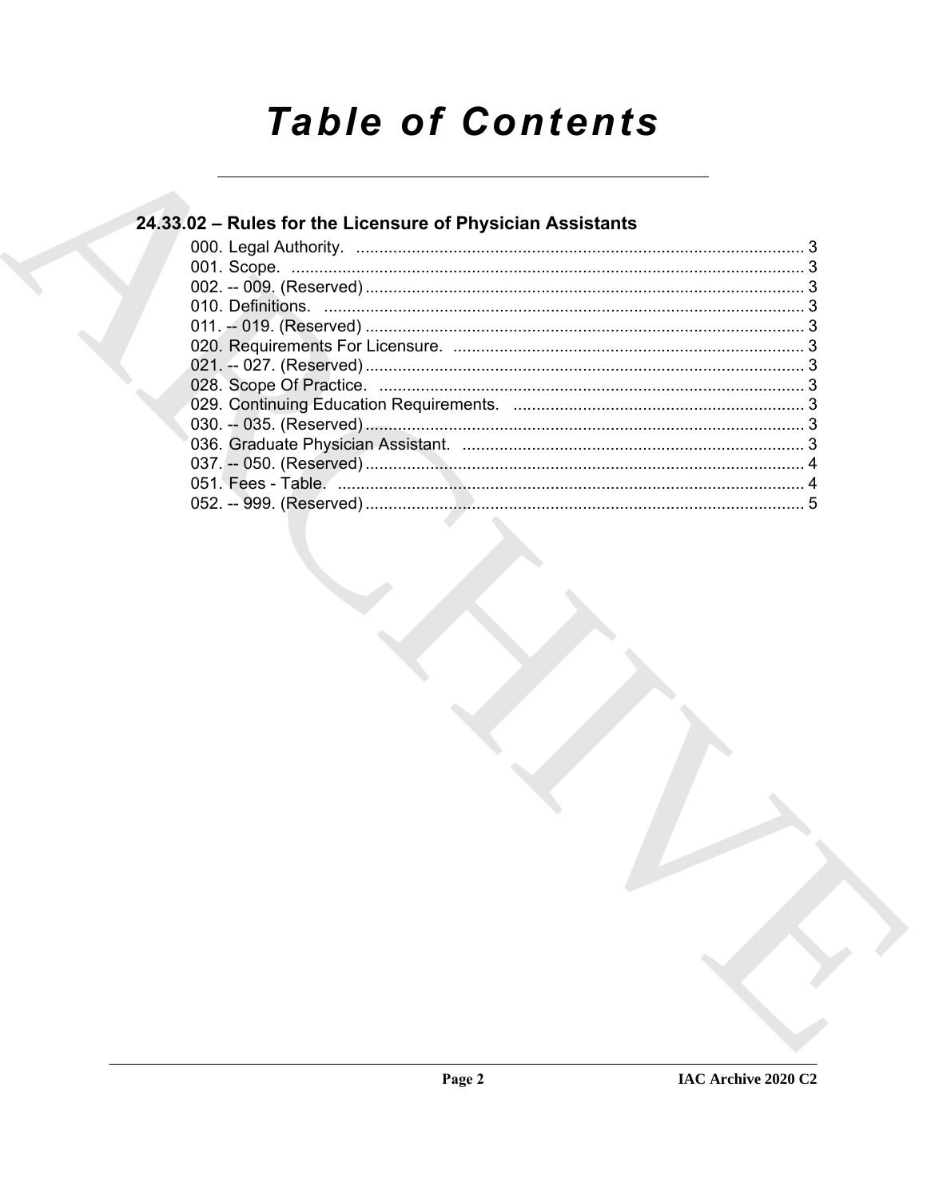# Table of Contents

## 24.33.02 – Rules for the Licensure of Physician Assistants

000. Legal Authority. ........................................................................................ 3
001. Scope. ........................................................................................................ 3
002. -- 009. (Reserved) ...................................................................................... 3
010. Definitions. ................................................................................................ 3
011. -- 019. (Reserved) ...................................................................................... 3
020. Requirements For Licensure. .................................................................... 3
021. -- 027. (Reserved) ...................................................................................... 3
028. Scope Of Practice. ..................................................................................... 3
029. Continuing Education Requirements. ........................................................ 3
030. -- 035. (Reserved) ...................................................................................... 3
036. Graduate Physician Assistant. ................................................................... 3
037. -- 050. (Reserved) ...................................................................................... 4
051. Fees - Table. .............................................................................................. 4
052. -- 999. (Reserved) ...................................................................................... 5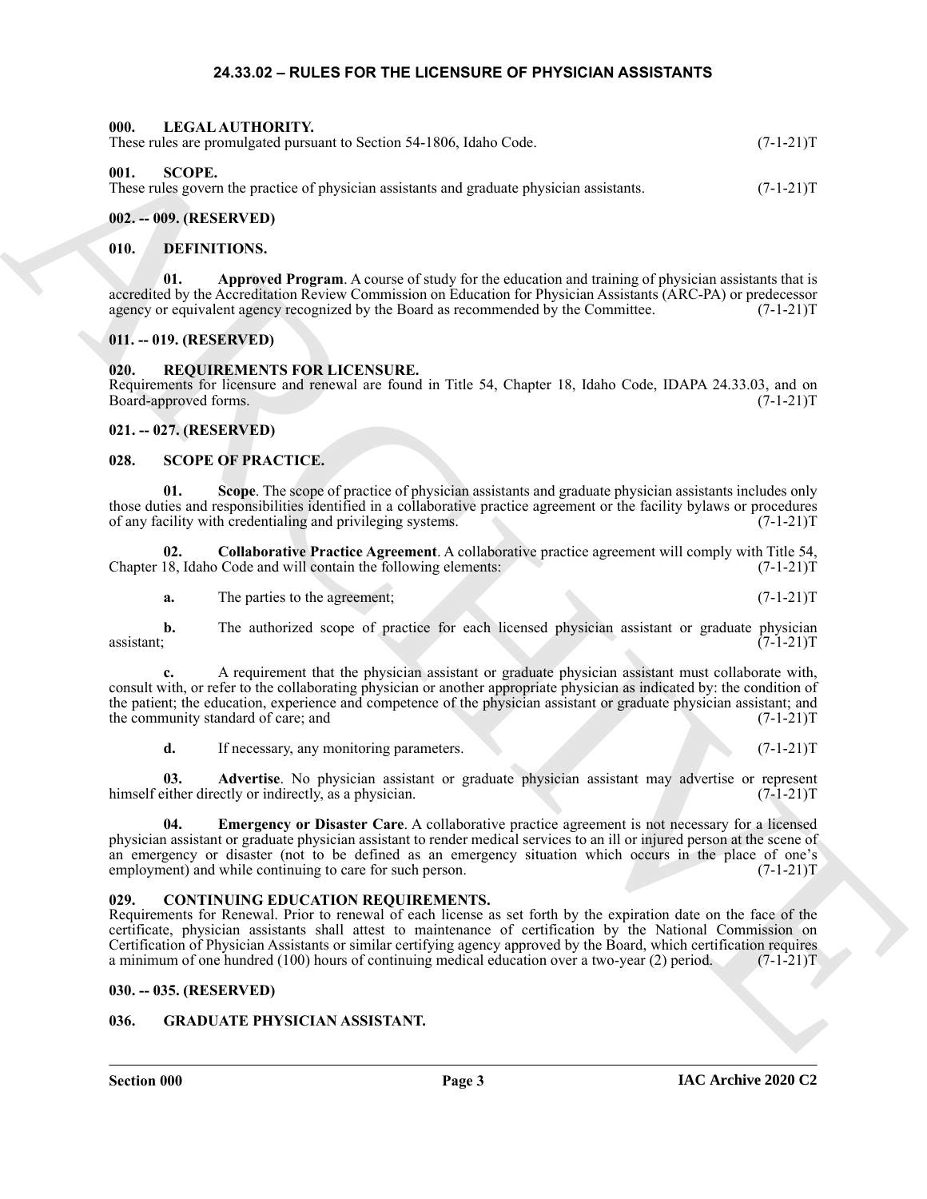## 24.33.02 – RULES FOR THE LICENSURE OF PHYSICIAN ASSISTANTS

### 000. LEGAL AUTHORITY.
These rules are promulgated pursuant to Section 54-1806, Idaho Code. (7-1-21)T

### 001. SCOPE.
These rules govern the practice of physician assistants and graduate physician assistants. (7-1-21)T

### 002. -- 009. (RESERVED)

### 010. DEFINITIONS.

**01. Approved Program**. A course of study for the education and training of physician assistants that is accredited by the Accreditation Review Commission on Education for Physician Assistants (ARC-PA) or predecessor agency or equivalent agency recognized by the Board as recommended by the Committee. (7-1-21)T

### 011. -- 019. (RESERVED)

### 020. REQUIREMENTS FOR LICENSURE.
Requirements for licensure and renewal are found in Title 54, Chapter 18, Idaho Code, IDAPA 24.33.03, and on Board-approved forms. (7-1-21)T

### 021. -- 027. (RESERVED)

### 028. SCOPE OF PRACTICE.

**01. Scope**. The scope of practice of physician assistants and graduate physician assistants includes only those duties and responsibilities identified in a collaborative practice agreement or the facility bylaws or procedures of any facility with credentialing and privileging systems. (7-1-21)T

**02. Collaborative Practice Agreement**. A collaborative practice agreement will comply with Title 54, Chapter 18, Idaho Code and will contain the following elements: (7-1-21)T

**a.** The parties to the agreement; (7-1-21)T

**b.** The authorized scope of practice for each licensed physician assistant or graduate physician assistant; (7-1-21)T

**c.** A requirement that the physician assistant or graduate physician assistant must collaborate with, consult with, or refer to the collaborating physician or another appropriate physician as indicated by: the condition of the patient; the education, experience and competence of the physician assistant or graduate physician assistant; and the community standard of care; and (7-1-21)T

**d.** If necessary, any monitoring parameters. (7-1-21)T

**03. Advertise**. No physician assistant or graduate physician assistant may advertise or represent himself either directly or indirectly, as a physician. (7-1-21)T

**04. Emergency or Disaster Care**. A collaborative practice agreement is not necessary for a licensed physician assistant or graduate physician assistant to render medical services to an ill or injured person at the scene of an emergency or disaster (not to be defined as an emergency situation which occurs in the place of one's employment) and while continuing to care for such person. (7-1-21)T

### 029. CONTINUING EDUCATION REQUIREMENTS.
Requirements for Renewal. Prior to renewal of each license as set forth by the expiration date on the face of the certificate, physician assistants shall attest to maintenance of certification by the National Commission on Certification of Physician Assistants or similar certifying agency approved by the Board, which certification requires a minimum of one hundred (100) hours of continuing medical education over a two-year (2) period. (7-1-21)T

### 030. -- 035. (RESERVED)

### 036. GRADUATE PHYSICIAN ASSISTANT.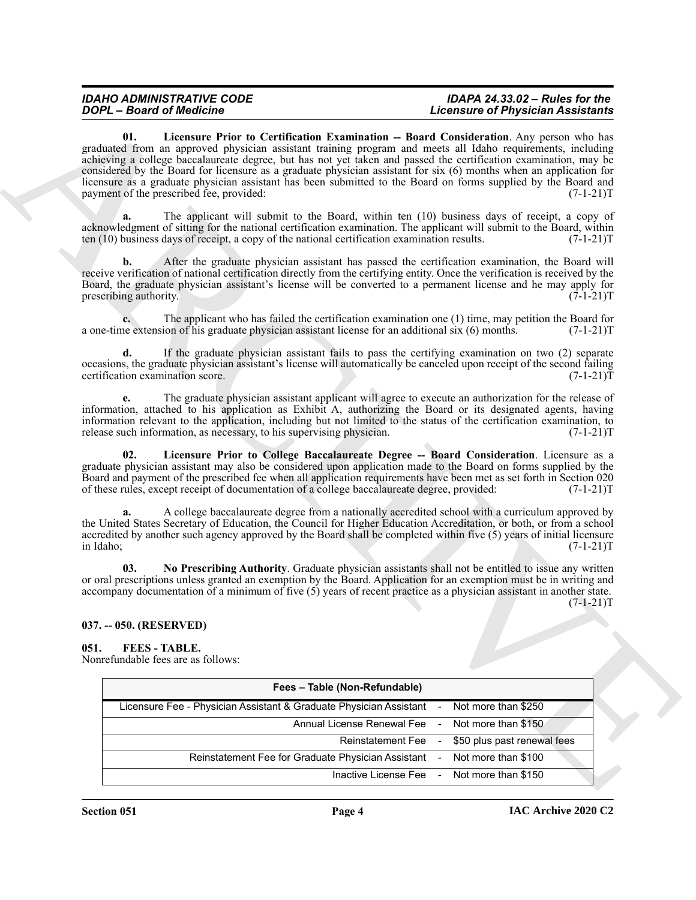**01. Licensure Prior to Certification Examination -- Board Consideration**. Any person who has graduated from an approved physician assistant training program and meets all Idaho requirements, including achieving a college baccalaureate degree, but has not yet taken and passed the certification examination, may be considered by the Board for licensure as a graduate physician assistant for six (6) months when an application for licensure as a graduate physician assistant has been submitted to the Board on forms supplied by the Board and payment of the prescribed fee, provided: (7-1-21)T

**a.** The applicant will submit to the Board, within ten (10) business days of receipt, a copy of acknowledgment of sitting for the national certification examination. The applicant will submit to the Board, within ten (10) business days of receipt, a copy of the national certification examination results. (7-1-21)T

**b.** After the graduate physician assistant has passed the certification examination, the Board will receive verification of national certification directly from the certifying entity. Once the verification is received by the Board, the graduate physician assistant's license will be converted to a permanent license and he may apply for prescribing authority. (7-1-21)T

**c.** The applicant who has failed the certification examination one (1) time, may petition the Board for a one-time extension of his graduate physician assistant license for an additional six (6) months. (7-1-21)T

**d.** If the graduate physician assistant fails to pass the certifying examination on two (2) separate occasions, the graduate physician assistant's license will automatically be canceled upon receipt of the second failing certification examination score. (7-1-21)T

**e.** The graduate physician assistant applicant will agree to execute an authorization for the release of information, attached to his application as Exhibit A, authorizing the Board or its designated agents, having information relevant to the application, including but not limited to the status of the certification examination, to release such information, as necessary, to his supervising physician. (7-1-21)T

**02. Licensure Prior to College Baccalaureate Degree -- Board Consideration**. Licensure as a graduate physician assistant may also be considered upon application made to the Board on forms supplied by the Board and payment of the prescribed fee when all application requirements have been met as set forth in Section 020 of these rules, except receipt of documentation of a college baccalaureate degree, provided: (7-1-21)T

**a.** A college baccalaureate degree from a nationally accredited school with a curriculum approved by the United States Secretary of Education, the Council for Higher Education Accreditation, or both, or from a school accredited by another such agency approved by the Board shall be completed within five (5) years of initial licensure in Idaho; (7-1-21)T

**03. No Prescribing Authority**. Graduate physician assistants shall not be entitled to issue any written or oral prescriptions unless granted an exemption by the Board. Application for an exemption must be in writing and accompany documentation of a minimum of five (5) years of recent practice as a physician assistant in another state. (7-1-21)T

## 037. -- 050. (RESERVED)

## 051. FEES - TABLE.

Nonrefundable fees are as follows:

| Fees – Table (Non-Refundable) | | |
|---|---|---|
| Licensure Fee - Physician Assistant & Graduate Physician Assistant | - | Not more than $250 |
| Annual License Renewal Fee | - | Not more than $150 |
| Reinstatement Fee | - | $50 plus past renewal fees |
| Reinstatement Fee for Graduate Physician Assistant | - | Not more than $100 |
| Inactive License Fee | - | Not more than $150 |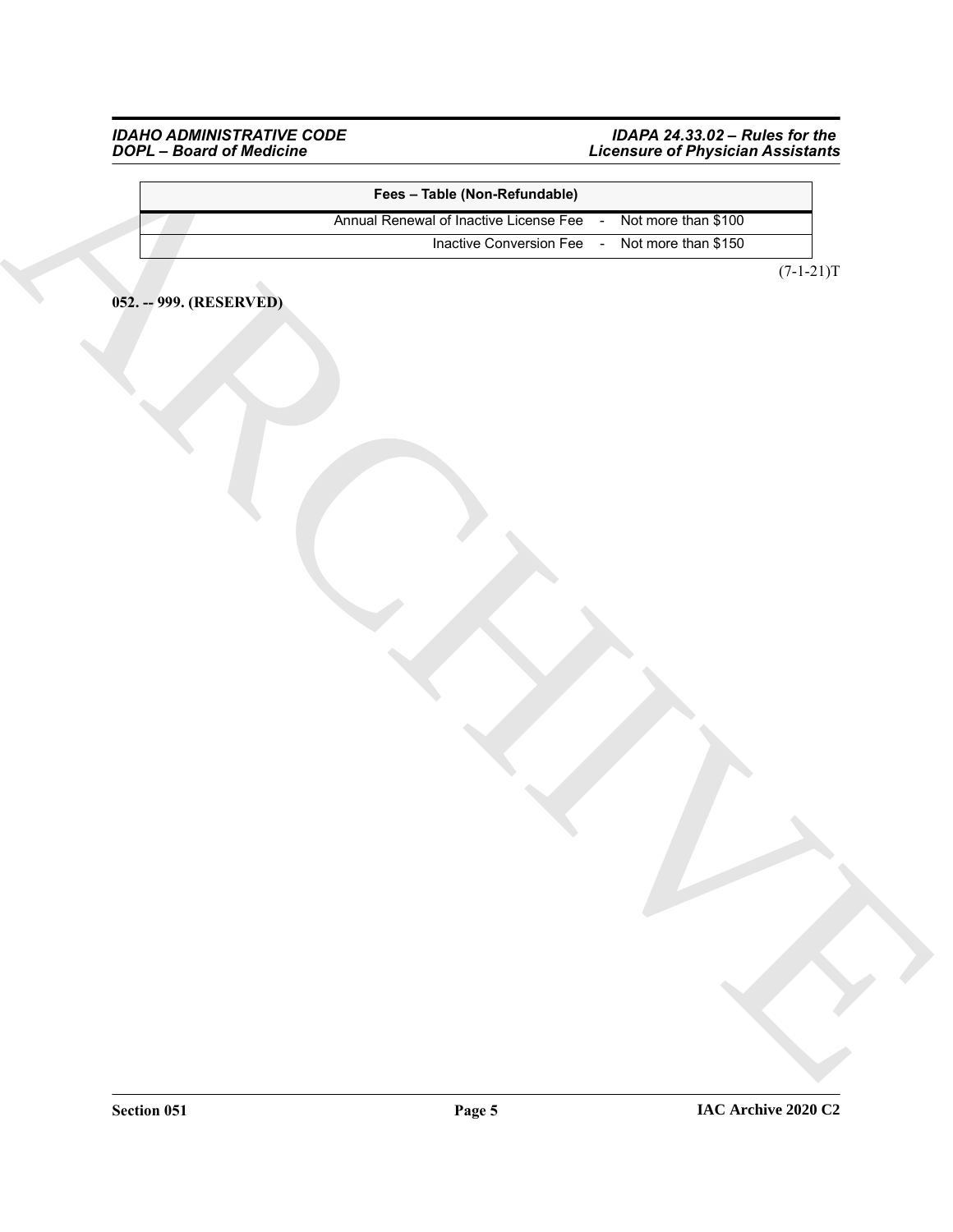| Fees – Table (Non-Refundable) | | |
|---|---|---|
| Annual Renewal of Inactive License Fee | - | Not more than $100 |
| Inactive Conversion Fee | - | Not more than $150 |

(7-1-21)T

**052. -- 999. (RESERVED)**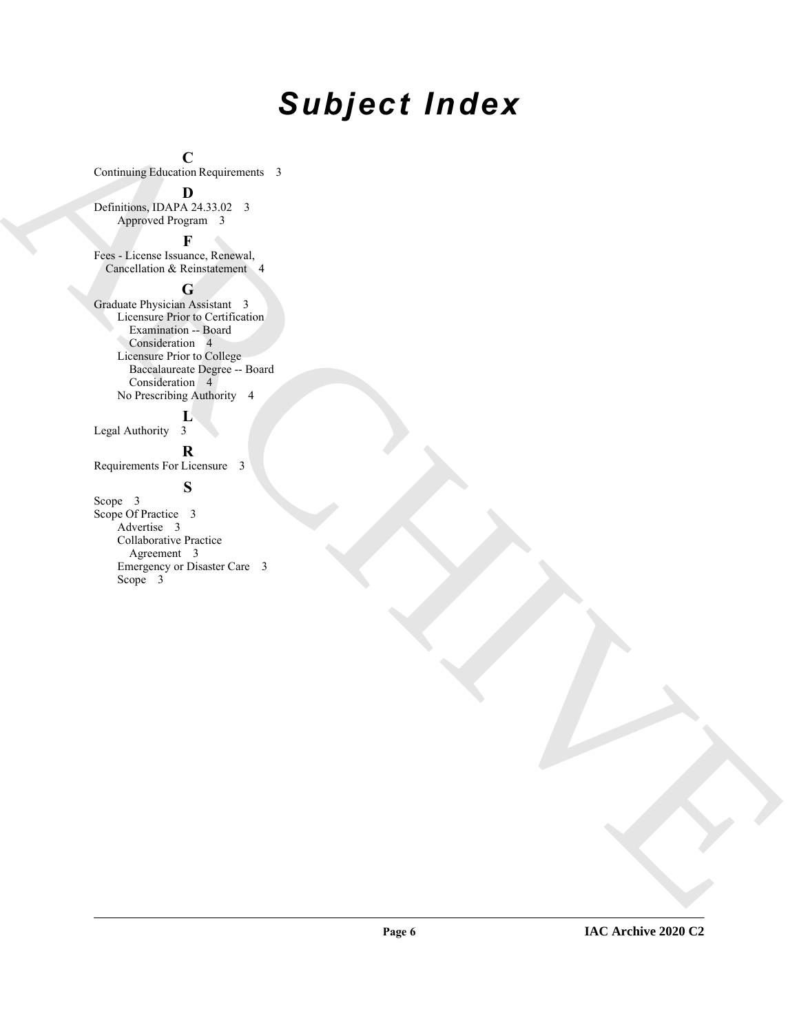# *Subject Index*

**C**

Continuing Education Requirements 3

**D**

Definitions, IDAPA 24.33.02 3
  Approved Program 3

**F**

Fees - License Issuance, Renewal, Cancellation & Reinstatement 4

**G**

Graduate Physician Assistant 3
  Licensure Prior to Certification Examination -- Board Consideration 4
  Licensure Prior to College Baccalaureate Degree -- Board Consideration 4
  No Prescribing Authority 4

**L**

Legal Authority 3

**R**

Requirements For Licensure 3

**S**

Scope 3
Scope Of Practice 3
  Advertise 3
  Collaborative Practice Agreement 3
  Emergency or Disaster Care 3
  Scope 3